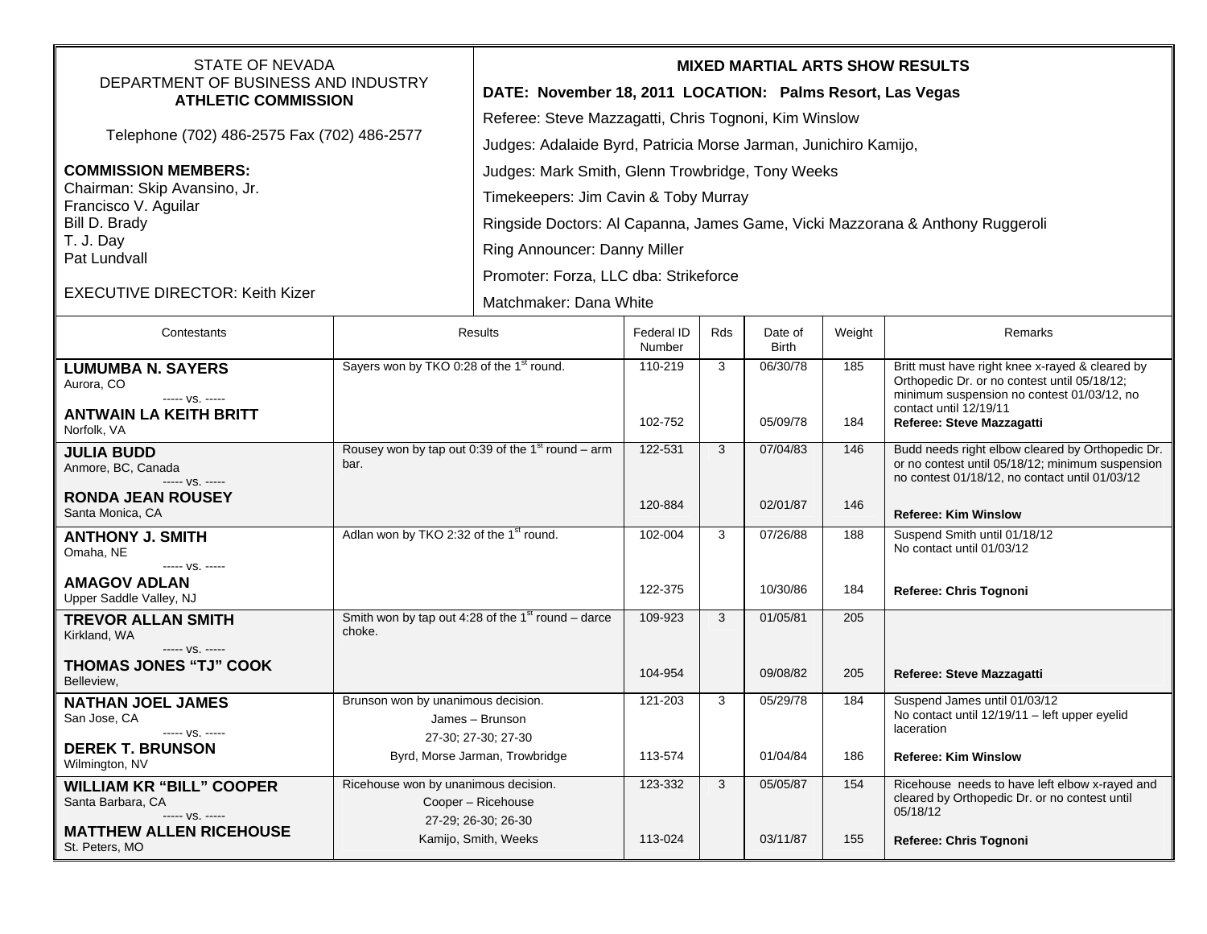STATE OF NEVADA
DEPARTMENT OF BUSINESS AND INDUSTRY
**ATHLETIC COMMISSION**

Telephone (702) 486-2575 Fax (702) 486-2577

**COMMISSION MEMBERS:**
Chairman: Skip Avansino, Jr.
Francisco V. Aguilar
Bill D. Brady
T. J. Day
Pat Lundvall

EXECUTIVE DIRECTOR: Keith Kizer

**MIXED MARTIAL ARTS SHOW RESULTS**

**DATE: November 18, 2011 LOCATION: Palms Resort, Las Vegas**

Referee: Steve Mazzagatti, Chris Tognoni, Kim Winslow

Judges: Adalaide Byrd, Patricia Morse Jarman, Junichiro Kamijo,

Judges: Mark Smith, Glenn Trowbridge, Tony Weeks

Timekeepers: Jim Cavin & Toby Murray

Ringside Doctors: Al Capanna, James Game, Vicki Mazzorana & Anthony Ruggeroli

Ring Announcer: Danny Miller

Promoter: Forza, LLC dba: Strikeforce

Matchmaker: Dana White

| Contestants | Results | Federal ID Number | Rds | Date of Birth | Weight | Remarks |
|---|---|---|---|---|---|---|
| **LUMUMBA N. SAYERS** Aurora, CO ----- vs. ----- **ANTWAIN LA KEITH BRITT** Norfolk, VA | Sayers won by TKO 0:28 of the 1st round. | 110-219<br>102-752 | 3 | 06/30/78<br>05/09/78 | 185<br>184 | Britt must have right knee x-rayed & cleared by Orthopedic Dr. or no contest until 05/18/12; minimum suspension no contest 01/03/12, no contact until 12/19/11 **Referee: Steve Mazzagatti** |
| **JULIA BUDD** Anmore, BC, Canada ----- vs. ----- **RONDA JEAN ROUSEY** Santa Monica, CA | Rousey won by tap out 0:39 of the 1st round – arm bar. | 122-531<br>120-884 | 3 | 07/04/83<br>02/01/87 | 146<br>146 | Budd needs right elbow cleared by Orthopedic Dr. or no contest until 05/18/12; minimum suspension no contest 01/18/12, no contact until 01/03/12 **Referee: Kim Winslow** |
| **ANTHONY J. SMITH** Omaha, NE ----- vs. ----- **AMAGOV ADLAN** Upper Saddle Valley, NJ | Adlan won by TKO 2:32 of the 1st round. | 102-004<br>122-375 | 3 | 07/26/88<br>10/30/86 | 188<br>184 | Suspend Smith until 01/18/12 No contact until 01/03/12 **Referee: Chris Tognoni** |
| **TREVOR ALLAN SMITH** Kirkland, WA ----- vs. ----- **THOMAS JONES "TJ" COOK** Belleview, | Smith won by tap out 4:28 of the 1st round – darce choke. | 109-923<br>104-954 | 3 | 01/05/81<br>09/08/82 | 205<br>205 | **Referee: Steve Mazzagatti** |
| **NATHAN JOEL JAMES** San Jose, CA ----- vs. ----- **DEREK T. BRUNSON** Wilmington, NV | Brunson won by unanimous decision. James – Brunson 27-30; 27-30; 27-30 Byrd, Morse Jarman, Trowbridge | 121-203<br>113-574 | 3 | 05/29/78<br>01/04/84 | 184<br>186 | Suspend James until 01/03/12 No contact until 12/19/11 – left upper eyelid laceration **Referee: Kim Winslow** |
| **WILLIAM KR "BILL" COOPER** Santa Barbara, CA ----- vs. ----- **MATTHEW ALLEN RICEHOUSE** St. Peters, MO | Ricehouse won by unanimous decision. Cooper – Ricehouse 27-29; 26-30; 26-30 Kamijo, Smith, Weeks | 123-332<br>113-024 | 3 | 05/05/87<br>03/11/87 | 154<br>155 | Ricehouse needs to have left elbow x-rayed and cleared by Orthopedic Dr. or no contest until 05/18/12 **Referee: Chris Tognoni** |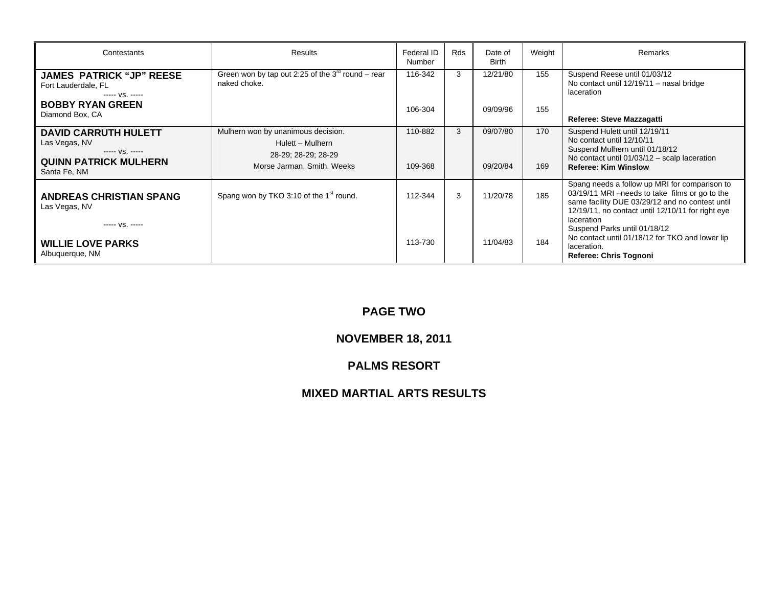| Contestants | Results | Federal ID Number | Rds | Date of Birth | Weight | Remarks |
|---|---|---|---|---|---|---|
| **JAMES PATRICK "JP" REESE** Fort Lauderdale, FL ----- vs. ----- **BOBBY RYAN GREEN** Diamond Box, CA | Green won by tap out 2:25 of the 3rd round – rear naked choke. | 116-342 106-304 | 3 | 12/21/80 09/09/96 | 155 155 | Suspend Reese until 01/03/12 No contact until 12/19/11 – nasal bridge laceration **Referee: Steve Mazzagatti** |
| **DAVID CARRUTH HULETT** Las Vegas, NV ----- vs. ----- **QUINN PATRICK MULHERN** Santa Fe, NM | Mulhern won by unanimous decision. Hulett – Mulhern 28-29; 28-29; 28-29 Morse Jarman, Smith, Weeks | 110-882 109-368 | 3 | 09/07/80 09/20/84 | 170 169 | Suspend Hulett until 12/19/11 No contact until 12/10/11 Suspend Mulhern until 01/18/12 No contact until 01/03/12 – scalp laceration **Referee: Kim Winslow** |
| **ANDREAS CHRISTIAN SPANG** Las Vegas, NV ----- vs. ----- **WILLIE LOVE PARKS** Albuquerque, NM | Spang won by TKO 3:10 of the 1st round. | 112-344 113-730 | 3 | 11/20/78 11/04/83 | 185 184 | Spang needs a follow up MRI for comparison to 03/19/11 MRI –needs to take films or go to the same facility DUE 03/29/12 and no contest until 12/19/11, no contact until 12/10/11 for right eye laceration Suspend Parks until 01/18/12 No contact until 01/18/12 for TKO and lower lip laceration. **Referee: Chris Tognoni** |

**PAGE TWO**

**NOVEMBER 18, 2011**

**PALMS RESORT**

**MIXED MARTIAL ARTS RESULTS**